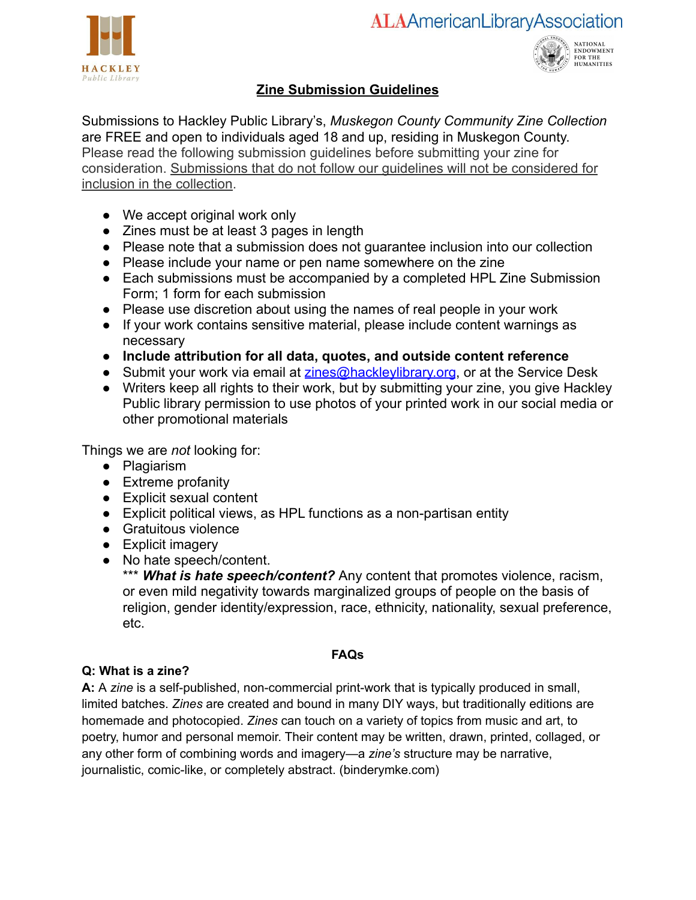## Zine Submission Guidelines

Submissions to Hackley Public Library's, *Muskegon County Community Zine Collection* are FREE and open to individuals aged 18 and up, residing in Muskegon County. Please read the following submission guidelines before submitting your zine for consideration. Submissions that do not follow our guidelines will not be considered for inclusion in the collection.

- We accept original work only
- Zines must be at least 3 pages in length
- Please note that a submission does not guarantee inclusion into our collection
- Please include your name or pen name somewhere on the zine
- Each submissions must be accompanied by a completed HPL Zine Submission Form; 1 form for each submission
- Please use discretion about using the names of real people in your work
- If your work contains sensitive material, please include content warnings as necessary
- **Include attribution for all data, quotes, and outside content reference**
- Submit your work via email at zines@hackleylibrary.org, or at the Service Desk
- Writers keep all rights to their work, but by submitting your zine, you give Hackley Public library permission to use photos of your printed work in our social media or other promotional materials

Things we are *not* looking for:

- Plagiarism
- Extreme profanity
- Explicit sexual content
- Explicit political views, as HPL functions as a non-partisan entity
- Gratuitous violence
- Explicit imagery
- No hate speech/content.
  *** ***What is hate speech/content?*** Any content that promotes violence, racism, or even mild negativity towards marginalized groups of people on the basis of religion, gender identity/expression, race, ethnicity, nationality, sexual preference, etc.

### FAQs

**Q: What is a zine?**

**A:** A *zine* is a self-published, non-commercial print-work that is typically produced in small, limited batches. *Zines* are created and bound in many DIY ways, but traditionally editions are homemade and photocopied. *Zines* can touch on a variety of topics from music and art, to poetry, humor and personal memoir. Their content may be written, drawn, printed, collaged, or any other form of combining words and imagery—a *zine's* structure may be narrative, journalistic, comic-like, or completely abstract. (binderymke.com)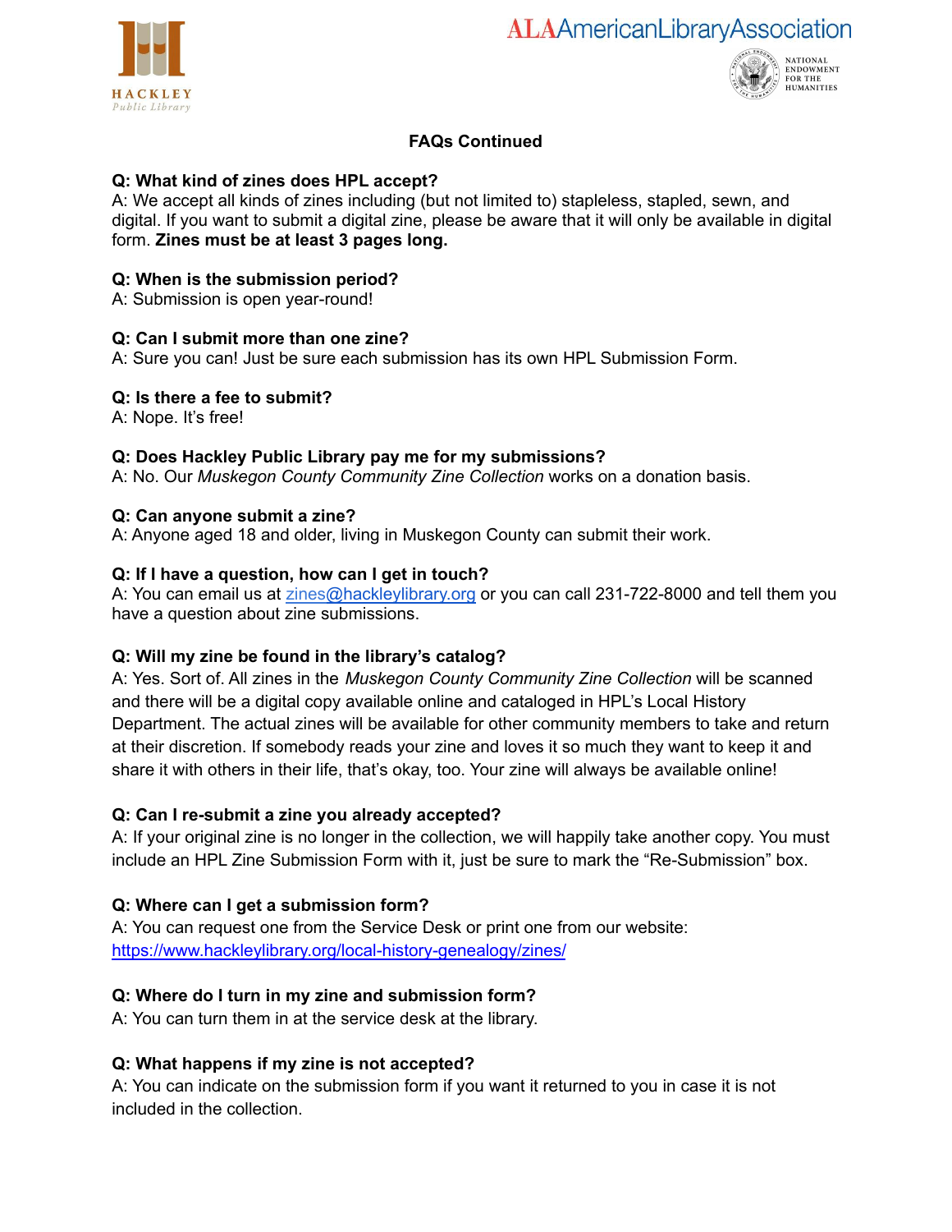## FAQs Continued

**Q: What kind of zines does HPL accept?**
A: We accept all kinds of zines including (but not limited to) stapleless, stapled, sewn, and digital. If you want to submit a digital zine, please be aware that it will only be available in digital form. **Zines must be at least 3 pages long.**

**Q: When is the submission period?**
A: Submission is open year-round!

**Q: Can I submit more than one zine?**
A: Sure you can! Just be sure each submission has its own HPL Submission Form.

**Q: Is there a fee to submit?**
A: Nope. It's free!

**Q: Does Hackley Public Library pay me for my submissions?**
A: No. Our *Muskegon County Community Zine Collection* works on a donation basis.

**Q: Can anyone submit a zine?**
A: Anyone aged 18 and older, living in Muskegon County can submit their work.

**Q: If I have a question, how can I get in touch?**
A: You can email us at [zines@hackleylibrary.org](mailto:zines@hackleylibrary.org) or you can call 231-722-8000 and tell them you have a question about zine submissions.

**Q: Will my zine be found in the library's catalog?**
A: Yes. Sort of. All zines in the *Muskegon County Community Zine Collection* will be scanned and there will be a digital copy available online and cataloged in HPL's Local History Department. The actual zines will be available for other community members to take and return at their discretion. If somebody reads your zine and loves it so much they want to keep it and share it with others in their life, that's okay, too. Your zine will always be available online!

**Q: Can I re-submit a zine you already accepted?**
A: If your original zine is no longer in the collection, we will happily take another copy. You must include an HPL Zine Submission Form with it, just be sure to mark the "Re-Submission" box.

**Q: Where can I get a submission form?**
A: You can request one from the Service Desk or print one from our website:
[https://www.hackleylibrary.org/local-history-genealogy/zines/](https://www.hackleylibrary.org/local-history-genealogy/zines/)

**Q: Where do I turn in my zine and submission form?**
A: You can turn them in at the service desk at the library.

**Q: What happens if my zine is not accepted?**
A: You can indicate on the submission form if you want it returned to you in case it is not included in the collection.